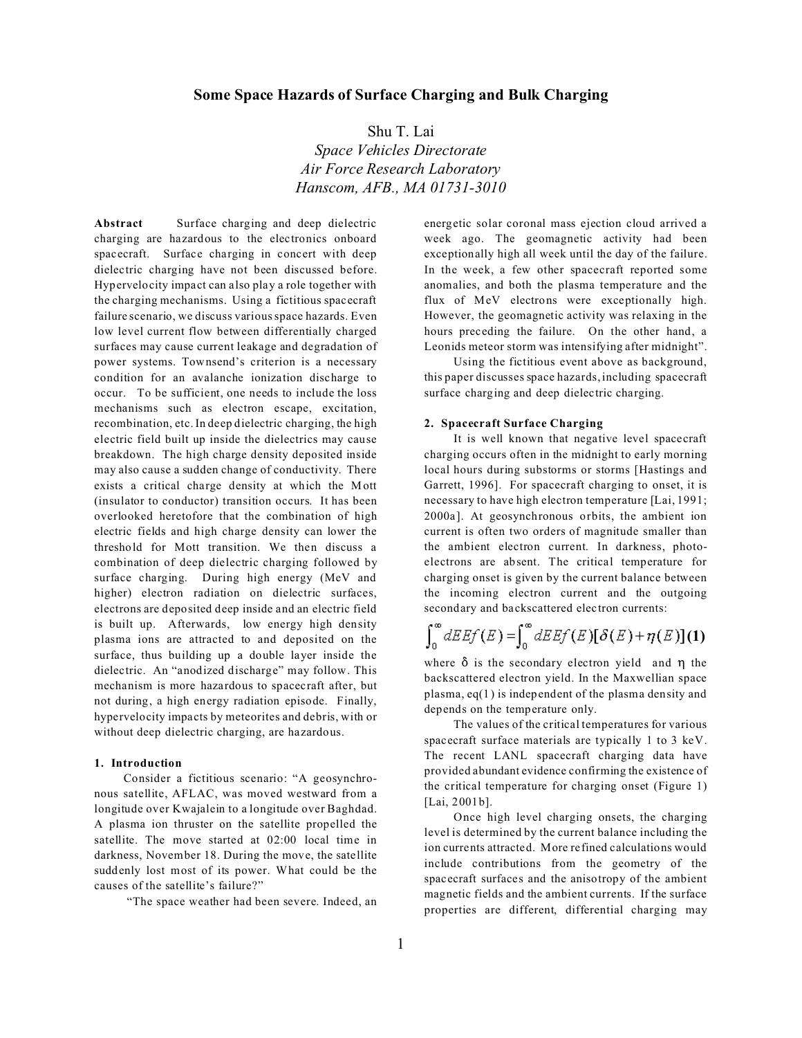# Some Space Hazards of Surface Charging and Bulk Charging

Shu T. Lai

*Space Vehicles Directorate*
*Air Force Research Laboratory*
*Hanscom, AFB., MA 01731-3010*

**Abstract** Surface charging and deep dielectric charging are hazardous to the electronics onboard spacecraft. Surface charging in concert with deep dielectric charging have not been discussed before. Hypervelocity impact can also play a role together with the charging mechanisms. Using a fictitious spacecraft failure scenario, we discuss various space hazards. Even low level current flow between differentially charged surfaces may cause current leakage and degradation of power systems. Townsend's criterion is a necessary condition for an avalanche ionization discharge to occur. To be sufficient, one needs to include the loss mechanisms such as electron escape, excitation, recombination, etc. In deep dielectric charging, the high electric field built up inside the dielectrics may cause breakdown. The high charge density deposited inside may also cause a sudden change of conductivity. There exists a critical charge density at which the Mott (insulator to conductor) transition occurs. It has been overlooked heretofore that the combination of high electric fields and high charge density can lower the threshold for Mott transition. We then discuss a combination of deep dielectric charging followed by surface charging. During high energy (MeV and higher) electron radiation on dielectric surfaces, electrons are deposited deep inside and an electric field is built up. Afterwards, low energy high density plasma ions are attracted to and deposited on the surface, thus building up a double layer inside the dielectric. An "anodized discharge" may follow. This mechanism is more hazardous to spacecraft after, but not during, a high energy radiation episode. Finally, hypervelocity impacts by meteorites and debris, with or without deep dielectric charging, are hazardous.

## 1. Introduction

Consider a fictitious scenario: "A geosynchronous satellite, AFLAC, was moved westward from a longitude over Kwajalein to a longitude over Baghdad. A plasma ion thruster on the satellite propelled the satellite. The move started at 02:00 local time in darkness, November 18. During the move, the satellite suddenly lost most of its power. What could be the causes of the satellite's failure?"

"The space weather had been severe. Indeed, an energetic solar coronal mass ejection cloud arrived a week ago. The geomagnetic activity had been exceptionally high all week until the day of the failure. In the week, a few other spacecraft reported some anomalies, and both the plasma temperature and the flux of MeV electrons were exceptionally high. However, the geomagnetic activity was relaxing in the hours preceding the failure. On the other hand, a Leonids meteor storm was intensifying after midnight".

Using the fictitious event above as background, this paper discusses space hazards, including spacecraft surface charging and deep dielectric charging.

## 2. Spacecraft Surface Charging

It is well known that negative level spacecraft charging occurs often in the midnight to early morning local hours during substorms or storms [Hastings and Garrett, 1996]. For spacecraft charging to onset, it is necessary to have high electron temperature [Lai, 1991; 2000a]. At geosynchronous orbits, the ambient ion current is often two orders of magnitude smaller than the ambient electron current. In darkness, photoelectrons are absent. The critical temperature for charging onset is given by the current balance between the incoming electron current and the outgoing secondary and backscattered electron currents:

$$\int_0^\infty dE E f(E) = \int_0^\infty dE E f(E)[\delta(E) + \eta(E)] \quad \textbf{(1)}$$

where $\delta$ is the secondary electron yield and $\eta$ the backscattered electron yield. In the Maxwellian space plasma, eq(1) is independent of the plasma density and depends on the temperature only.

The values of the critical temperatures for various spacecraft surface materials are typically 1 to 3 keV. The recent LANL spacecraft charging data have provided abundant evidence confirming the existence of the critical temperature for charging onset (Figure 1) [Lai, 2001b].

Once high level charging onsets, the charging level is determined by the current balance including the ion currents attracted. More refined calculations would include contributions from the geometry of the spacecraft surfaces and the anisotropy of the ambient magnetic fields and the ambient currents. If the surface properties are different, differential charging may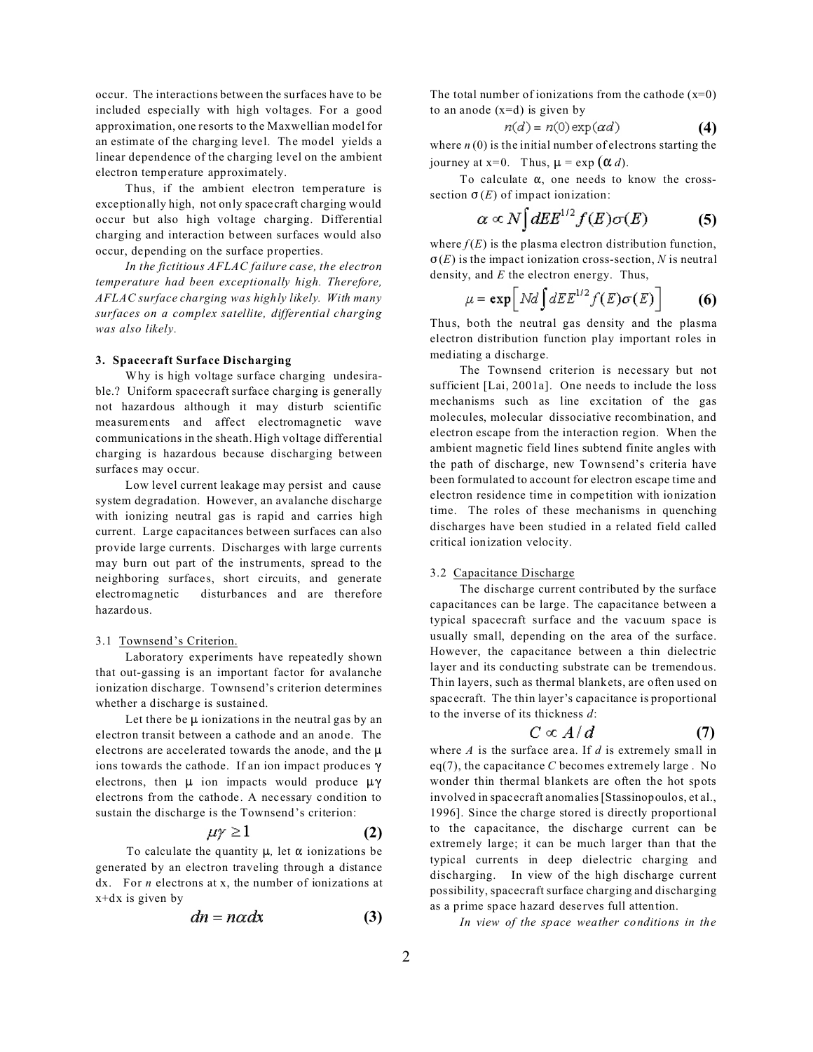occur. The interactions between the surfaces have to be included especially with high voltages. For a good approximation, one resorts to the Maxwellian model for an estimate of the charging level. The model yields a linear dependence of the charging level on the ambient electron temperature approximately.

Thus, if the ambient electron temperature is exceptionally high, not only spacecraft charging would occur but also high voltage charging. Differential charging and interaction between surfaces would also occur, depending on the surface properties.

*In the fictitious AFLAC failure case, the electron temperature had been exceptionally high. Therefore, AFLAC surface charging was highly likely. With many surfaces on a complex satellite, differential charging was also likely.*

### 3. Spacecraft Surface Discharging

Why is high voltage surface charging undesirable.? Uniform spacecraft surface charging is generally not hazardous although it may disturb scientific measurements and affect electromagnetic wave communications in the sheath. High voltage differential charging is hazardous because discharging between surfaces may occur.

Low level current leakage may persist and cause system degradation. However, an avalanche discharge with ionizing neutral gas is rapid and carries high current. Large capacitances between surfaces can also provide large currents. Discharges with large currents may burn out part of the instruments, spread to the neighboring surfaces, short circuits, and generate electromagnetic disturbances and are therefore hazardous.

#### 3.1 Townsend's Criterion.

Laboratory experiments have repeatedly shown that out-gassing is an important factor for avalanche ionization discharge. Townsend's criterion determines whether a discharge is sustained.

Let there be $\mu$ ionizations in the neutral gas by an electron transit between a cathode and an anode. The electrons are accelerated towards the anode, and the $\mu$ ions towards the cathode. If an ion impact produces $\gamma$ electrons, then $\mu$ ion impacts would produce $\mu\gamma$ electrons from the cathode. A necessary condition to sustain the discharge is the Townsend's criterion:

$$\mu\gamma \geq 1 \qquad \textbf{(2)}$$

To calculate the quantity $\mu$, let $\alpha$ ionizations be generated by an electron traveling through a distance dx. For $n$ electrons at x, the number of ionizations at x+dx is given by

$$dn = n\alpha dx \qquad \textbf{(3)}$$

The total number of ionizations from the cathode (x=0) to an anode (x=d) is given by

$$n(d) = n(0)\exp(\alpha d) \qquad \textbf{(4)}$$

where $n(0)$ is the initial number of electrons starting the journey at x=0. Thus, $\mu = \exp(\alpha d)$.

To calculate $\alpha$, one needs to know the cross-section $\sigma(E)$ of impact ionization:

$$\alpha \propto N \int dE E^{1/2} f(E)\sigma(E) \qquad \textbf{(5)}$$

where $f(E)$ is the plasma electron distribution function, $\sigma(E)$ is the impact ionization cross-section, $N$ is neutral density, and $E$ the electron energy. Thus,

$$\mu = \exp\left[ Nd \int dE E^{1/2} f(E)\sigma(E) \right] \qquad \textbf{(6)}$$

Thus, both the neutral gas density and the plasma electron distribution function play important roles in mediating a discharge.

The Townsend criterion is necessary but not sufficient [Lai, 2001a]. One needs to include the loss mechanisms such as line excitation of the gas molecules, molecular dissociative recombination, and electron escape from the interaction region. When the ambient magnetic field lines subtend finite angles with the path of discharge, new Townsend's criteria have been formulated to account for electron escape time and electron residence time in competition with ionization time. The roles of these mechanisms in quenching discharges have been studied in a related field called critical ionization velocity.

#### 3.2 Capacitance Discharge

The discharge current contributed by the surface capacitances can be large. The capacitance between a typical spacecraft surface and the vacuum space is usually small, depending on the area of the surface. However, the capacitance between a thin dielectric layer and its conducting substrate can be tremendous. Thin layers, such as thermal blankets, are often used on spacecraft. The thin layer's capacitance is proportional to the inverse of its thickness $d$:

$$C \propto A / d \qquad \textbf{(7)}$$

where $A$ is the surface area. If $d$ is extremely small in eq(7), the capacitance $C$ becomes extremely large . No wonder thin thermal blankets are often the hot spots involved in spacecraft anomalies [Stassinopoulos, et al., 1996]. Since the charge stored is directly proportional to the capacitance, the discharge current can be extremely large; it can be much larger than that the typical currents in deep dielectric charging and discharging. In view of the high discharge current possibility, spacecraft surface charging and discharging as a prime space hazard deserves full attention.

*In view of the space weather conditions in the*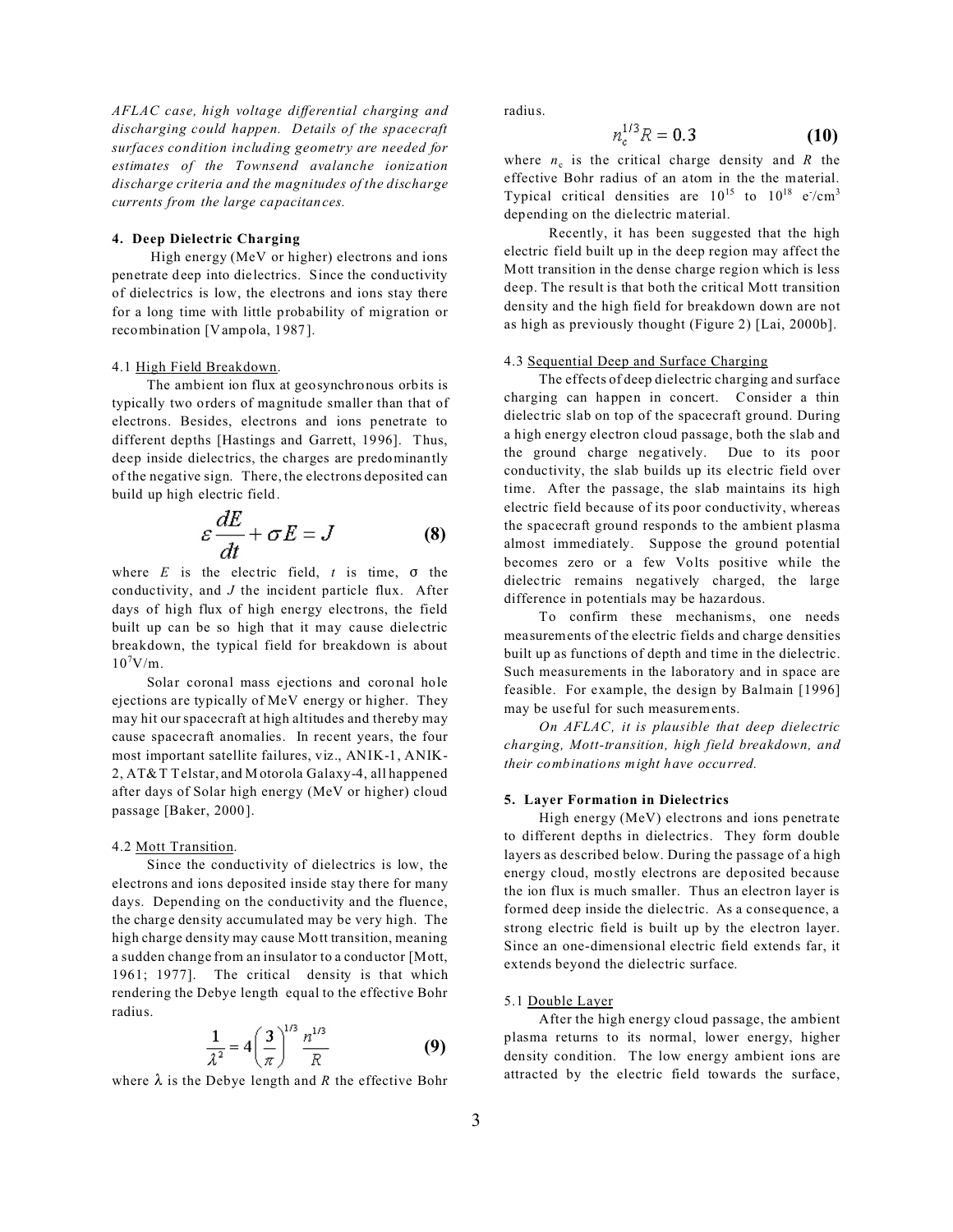*AFLAC case, high voltage differential charging and discharging could happen. Details of the spacecraft surfaces condition including geometry are needed for estimates of the Townsend avalanche ionization discharge criteria and the magnitudes of the discharge currents from the large capacitances.*

## 4. Deep Dielectric Charging

High energy (MeV or higher) electrons and ions penetrate deep into dielectrics. Since the conductivity of dielectrics is low, the electrons and ions stay there for a long time with little probability of migration or recombination [Vampola, 1987].

### 4.1 High Field Breakdown.

The ambient ion flux at geosynchronous orbits is typically two orders of magnitude smaller than that of electrons. Besides, electrons and ions penetrate to different depths [Hastings and Garrett, 1996]. Thus, deep inside dielectrics, the charges are predominantly of the negative sign. There, the electrons deposited can build up high electric field.

$$\varepsilon \frac{dE}{dt} + \sigma E = J \tag{8}$$

where $E$ is the electric field, $t$ is time, $\sigma$ the conductivity, and $J$ the incident particle flux. After days of high flux of high energy electrons, the field built up can be so high that it may cause dielectric breakdown, the typical field for breakdown is about $10^7$V/m.

Solar coronal mass ejections and coronal hole ejections are typically of MeV energy or higher. They may hit our spacecraft at high altitudes and thereby may cause spacecraft anomalies. In recent years, the four most important satellite failures, viz., ANIK-1, ANIK-2, AT&T Telstar, and Motorola Galaxy-4, all happened after days of Solar high energy (MeV or higher) cloud passage [Baker, 2000].

### 4.2 Mott Transition.

Since the conductivity of dielectrics is low, the electrons and ions deposited inside stay there for many days. Depending on the conductivity and the fluence, the charge density accumulated may be very high. The high charge density may cause Mott transition, meaning a sudden change from an insulator to a conductor [Mott, 1961; 1977]. The critical density is that which rendering the Debye length equal to the effective Bohr radius.

$$\frac{1}{\lambda^2} = 4\left(\frac{3}{\pi}\right)^{1/3} \frac{n^{1/3}}{R} \tag{9}$$

where $\lambda$ is the Debye length and $R$ the effective Bohr radius.

$$n_c^{1/3} R = 0.3 \tag{10}$$

where $n_c$ is the critical charge density and $R$ the effective Bohr radius of an atom in the the material. Typical critical densities are $10^{15}$ to $10^{18}$ $e^-/cm^3$ depending on the dielectric material.

Recently, it has been suggested that the high electric field built up in the deep region may affect the Mott transition in the dense charge region which is less deep. The result is that both the critical Mott transition density and the high field for breakdown down are not as high as previously thought (Figure 2) [Lai, 2000b].

### 4.3 Sequential Deep and Surface Charging

The effects of deep dielectric charging and surface charging can happen in concert. Consider a thin dielectric slab on top of the spacecraft ground. During a high energy electron cloud passage, both the slab and the ground charge negatively. Due to its poor conductivity, the slab builds up its electric field over time. After the passage, the slab maintains its high electric field because of its poor conductivity, whereas the spacecraft ground responds to the ambient plasma almost immediately. Suppose the ground potential becomes zero or a few Volts positive while the dielectric remains negatively charged, the large difference in potentials may be hazardous.

To confirm these mechanisms, one needs measurements of the electric fields and charge densities built up as functions of depth and time in the dielectric. Such measurements in the laboratory and in space are feasible. For example, the design by Balmain [1996] may be useful for such measurements.

*On AFLAC, it is plausible that deep dielectric charging, Mott-transition, high field breakdown, and their combinations might have occurred.*

## 5. Layer Formation in Dielectrics

High energy (MeV) electrons and ions penetrate to different depths in dielectrics. They form double layers as described below. During the passage of a high energy cloud, mostly electrons are deposited because the ion flux is much smaller. Thus an electron layer is formed deep inside the dielectric. As a consequence, a strong electric field is built up by the electron layer. Since an one-dimensional electric field extends far, it extends beyond the dielectric surface.

### 5.1 Double Layer

After the high energy cloud passage, the ambient plasma returns to its normal, lower energy, higher density condition. The low energy ambient ions are attracted by the electric field towards the surface,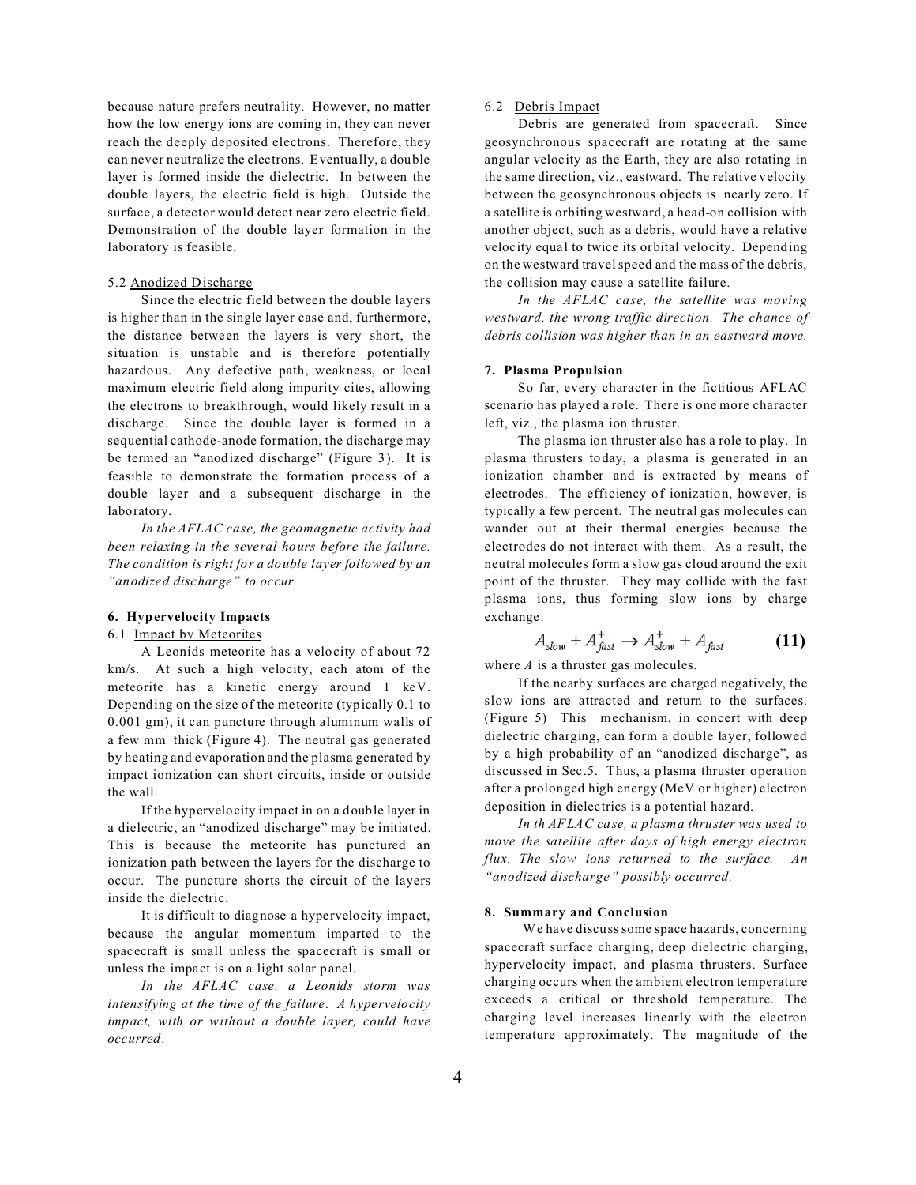because nature prefers neutrality. However, no matter how the low energy ions are coming in, they can never reach the deeply deposited electrons. Therefore, they can never neutralize the electrons. Eventually, a double layer is formed inside the dielectric. In between the double layers, the electric field is high. Outside the surface, a detector would detect near zero electric field. Demonstration of the double layer formation in the laboratory is feasible.

### 5.2 Anodized Discharge

Since the electric field between the double layers is higher than in the single layer case and, furthermore, the distance between the layers is very short, the situation is unstable and is therefore potentially hazardous. Any defective path, weakness, or local maximum electric field along impurity cites, allowing the electrons to breakthrough, would likely result in a discharge. Since the double layer is formed in a sequential cathode-anode formation, the discharge may be termed an "anodized discharge" (Figure 3). It is feasible to demonstrate the formation process of a double layer and a subsequent discharge in the laboratory.

*In the AFLAC case, the geomagnetic activity had been relaxing in the several hours before the failure. The condition is right for a double layer followed by an "anodized discharge" to occur.*

## 6. Hypervelocity Impacts

### 6.1 Impact by Meteorites

A Leonids meteorite has a velocity of about 72 km/s. At such a high velocity, each atom of the meteorite has a kinetic energy around 1 keV. Depending on the size of the meteorite (typically 0.1 to 0.001 gm), it can puncture through aluminum walls of a few mm thick (Figure 4). The neutral gas generated by heating and evaporation and the plasma generated by impact ionization can short circuits, inside or outside the wall.

If the hypervelocity impact in on a double layer in a dielectric, an "anodized discharge" may be initiated. This is because the meteorite has punctured an ionization path between the layers for the discharge to occur. The puncture shorts the circuit of the layers inside the dielectric.

It is difficult to diagnose a hypervelocity impact, because the angular momentum imparted to the spacecraft is small unless the spacecraft is small or unless the impact is on a light solar panel.

*In the AFLAC case, a Leonids storm was intensifying at the time of the failure. A hypervelocity impact, with or without a double layer, could have occurred.*

### 6.2 Debris Impact

Debris are generated from spacecraft. Since geosynchronous spacecraft are rotating at the same angular velocity as the Earth, they are also rotating in the same direction, viz., eastward. The relative velocity between the geosynchronous objects is nearly zero. If a satellite is orbiting westward, a head-on collision with another object, such as a debris, would have a relative velocity equal to twice its orbital velocity. Depending on the westward travel speed and the mass of the debris, the collision may cause a satellite failure.

*In the AFLAC case, the satellite was moving westward, the wrong traffic direction. The chance of debris collision was higher than in an eastward move.*

## 7. Plasma Propulsion

So far, every character in the fictitious AFLAC scenario has played a role. There is one more character left, viz., the plasma ion thruster.

The plasma ion thruster also has a role to play. In plasma thrusters today, a plasma is generated in an ionization chamber and is extracted by means of electrodes. The efficiency of ionization, however, is typically a few percent. The neutral gas molecules can wander out at their thermal energies because the electrodes do not interact with them. As a result, the neutral molecules form a slow gas cloud around the exit point of the thruster. They may collide with the fast plasma ions, thus forming slow ions by charge exchange.

$$A_{slow} + A^{+}_{fast} \rightarrow A^{+}_{slow} + A_{fast} \qquad \textbf{(11)}$$

where $A$ is a thruster gas molecules.

If the nearby surfaces are charged negatively, the slow ions are attracted and return to the surfaces. (Figure 5) This mechanism, in concert with deep dielectric charging, can form a double layer, followed by a high probability of an "anodized discharge", as discussed in Sec.5. Thus, a plasma thruster operation after a prolonged high energy (MeV or higher) electron deposition in dielectrics is a potential hazard.

*In th AFLAC case, a plasma thruster was used to move the satellite after days of high energy electron flux. The slow ions returned to the surface. An "anodized discharge" possibly occurred.*

## 8. Summary and Conclusion

We have discuss some space hazards, concerning spacecraft surface charging, deep dielectric charging, hypervelocity impact, and plasma thrusters. Surface charging occurs when the ambient electron temperature exceeds a critical or threshold temperature. The charging level increases linearly with the electron temperature approximately. The magnitude of the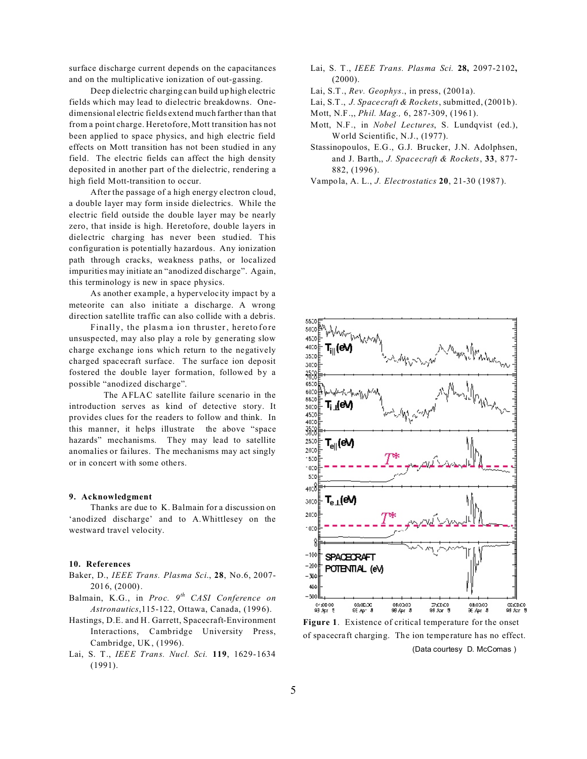surface discharge current depends on the capacitances and on the multiplicative ionization of out-gassing.

Deep dielectric charging can build up high electric fields which may lead to dielectric breakdowns. One-dimensional electric fields extend much farther than that from a point charge. Heretofore, Mott transition has not been applied to space physics, and high electric field effects on Mott transition has not been studied in any field. The electric fields can affect the high density deposited in another part of the dielectric, rendering a high field Mott-transition to occur.

After the passage of a high energy electron cloud, a double layer may form inside dielectrics. While the electric field outside the double layer may be nearly zero, that inside is high. Heretofore, double layers in dielectric charging has never been studied. This configuration is potentially hazardous. Any ionization path through cracks, weakness paths, or localized impurities may initiate an "anodized discharge". Again, this terminology is new in space physics.

As another example, a hypervelocity impact by a meteorite can also initiate a discharge. A wrong direction satellite traffic can also collide with a debris.

Finally, the plasma ion thruster, heretofore unsuspected, may also play a role by generating slow charge exchange ions which return to the negatively charged spacecraft surface. The surface ion deposit fostered the double layer formation, followed by a possible "anodized discharge".

The AFLAC satellite failure scenario in the introduction serves as kind of detective story. It provides clues for the readers to follow and think. In this manner, it helps illustrate the above "space hazards" mechanisms. They may lead to satellite anomalies or failures. The mechanisms may act singly or in concert with some others.

## 9. Acknowledgment

Thanks are due to K. Balmain for a discussion on 'anodized discharge' and to A.Whittlesey on the westward travel velocity.

## 10. References

Baker, D., *IEEE Trans. Plasma Sci.*, **28**, No.6, 2007-2016, (2000).

Balmain, K.G., in *Proc. 9th CASI Conference on Astronautics*, 115-122, Ottawa, Canada, (1996).

Hastings, D.E. and H. Garrett, Spacecraft-Environment Interactions, Cambridge University Press, Cambridge, UK, (1996).

Lai, S. T., *IEEE Trans. Nucl. Sci.* **119**, 1629-1634 (1991).

Lai, S. T., *IEEE Trans. Plasma Sci.* **28,** 2097-2102**,** (2000).

Lai, S.T., *Rev. Geophys.*, in press, (2001a).

Lai, S.T., *J. Spacecraft & Rockets*, submitted, (2001b).

Mott, N.F.,, *Phil. Mag.,* 6, 287-309, (1961).

Mott, N.F., in *Nobel Lectures*, S. Lundqvist (ed.), World Scientific, N.J., (1977).

Stassinopoulos, E.G., G.J. Brucker, J.N. Adolphsen, and J. Barth,, *J. Spacecraft & Rockets*, **33**, 877-882, (1996).

Vampola, A. L., *J. Electrostatics* **20**, 21-30 (1987).

$T_{i\parallel}$(eV)
$T_{i\perp}$(eV)
$T_{e\parallel}$(eV)
$T_{e\perp}$(eV)
$T^*$
SPACECRAFT POTENTIAL (eV)

**Figure 1**. Existence of critical temperature for the onset of spacecraft charging. The ion temperature has no effect.

(Data courtesy D. McComas )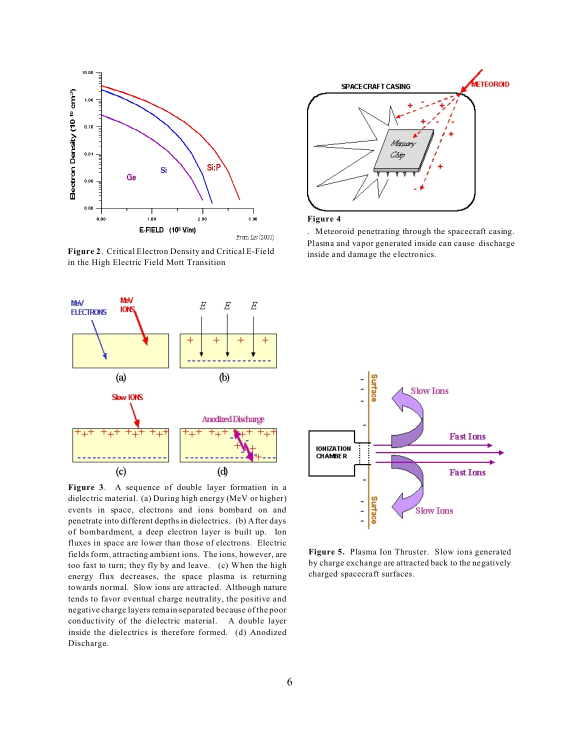Electron Density ($10^{18}$ cm$^{-3}$)

10.00
1.00
0.10
0.01
0.00
0.00

Ge

Si

Si:P

0.00
1.00
2.00
3.00

E-FIELD ($10^8$ V/m)

From Lai (2000)

**Figure 2**. Critical Electron Density and Critical E-Field in the High Electric Field Mott Transition

SPACECRAFT CASING

METEOROID

Memory Chip

**Figure 4**

. Meteoroid penetrating through the spacecraft casing. Plasma and vapor generated inside can cause discharge inside and damage the electronics.

MeV ELECTRONS

MeV IONS

(a)

E E E

(b)

Slow IONS

(c)

Anodized Discharge

(d)

**Figure 3**. A sequence of double layer formation in a dielectric material. (a) During high energy (MeV or higher) events in space, electrons and ions bombard on and penetrate into different depths in dielectrics. (b) After days of bombardment, a deep electron layer is built up. Ion fluxes in space are lower than those of electrons. Electric fields form, attracting ambient ions. The ions, however, are too fast to turn; they fly by and leave. (c) When the high energy flux decreases, the space plasma is returning towards normal. Slow ions are attracted. Although nature tends to favor eventual charge neutrality, the positive and negative charge layers remain separated because of the poor conductivity of the dielectric material. A double layer inside the dielectrics is therefore formed. (d) Anodized Discharge.

Surface

Slow Ions

IONIZATION CHAMBER

Fast Ions

Fast Ions

Slow Ions

Surface

**Figure 5.** Plasma Ion Thruster. Slow ions generated by charge exchange are attracted back to the negatively charged spacecraft surfaces.